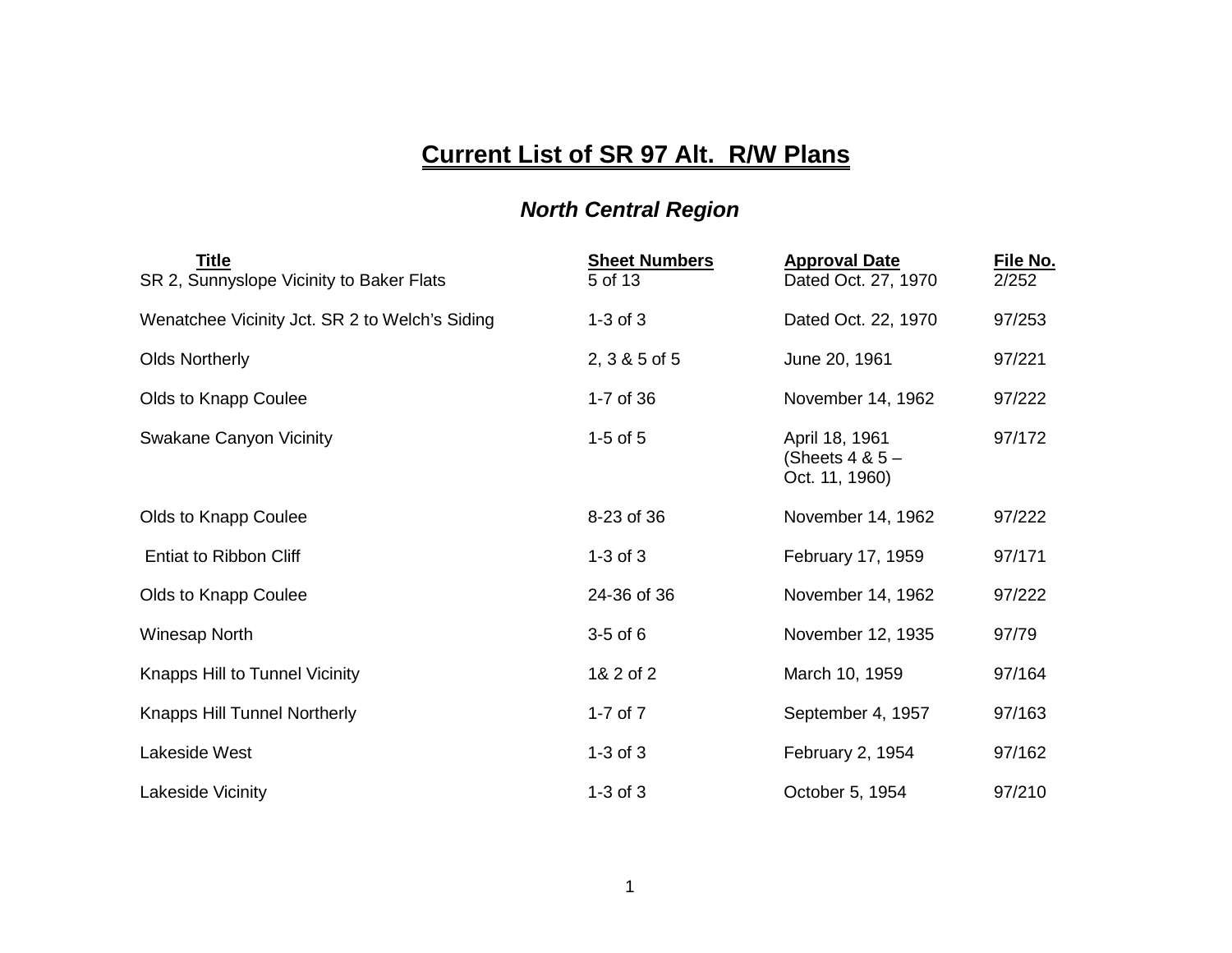# Current List of SR 97 Alt. R/W Plans

## *North Central Region*

| Title | Sheet Numbers | Approval Date | File No. |
|---|---|---|---|
| SR 2, Sunnyslope Vicinity to Baker Flats | 5 of 13 | Dated Oct. 27, 1970 | 2/252 |
| Wenatchee Vicinity Jct. SR 2 to Welch's Siding | 1-3 of 3 | Dated Oct. 22, 1970 | 97/253 |
| Olds Northerly | 2, 3 & 5 of 5 | June 20, 1961 | 97/221 |
| Olds to Knapp Coulee | 1-7 of 36 | November 14, 1962 | 97/222 |
| Swakane Canyon Vicinity | 1-5 of 5 | April 18, 1961 (Sheets 4 & 5 – Oct. 11, 1960) | 97/172 |
| Olds to Knapp Coulee | 8-23 of 36 | November 14, 1962 | 97/222 |
| Entiat to Ribbon Cliff | 1-3 of 3 | February 17, 1959 | 97/171 |
| Olds to Knapp Coulee | 24-36 of 36 | November 14, 1962 | 97/222 |
| Winesap North | 3-5 of 6 | November 12, 1935 | 97/79 |
| Knapps Hill to Tunnel Vicinity | 1& 2 of 2 | March 10, 1959 | 97/164 |
| Knapps Hill Tunnel Northerly | 1-7 of 7 | September 4, 1957 | 97/163 |
| Lakeside West | 1-3 of 3 | February 2, 1954 | 97/162 |
| Lakeside Vicinity | 1-3 of 3 | October 5, 1954 | 97/210 |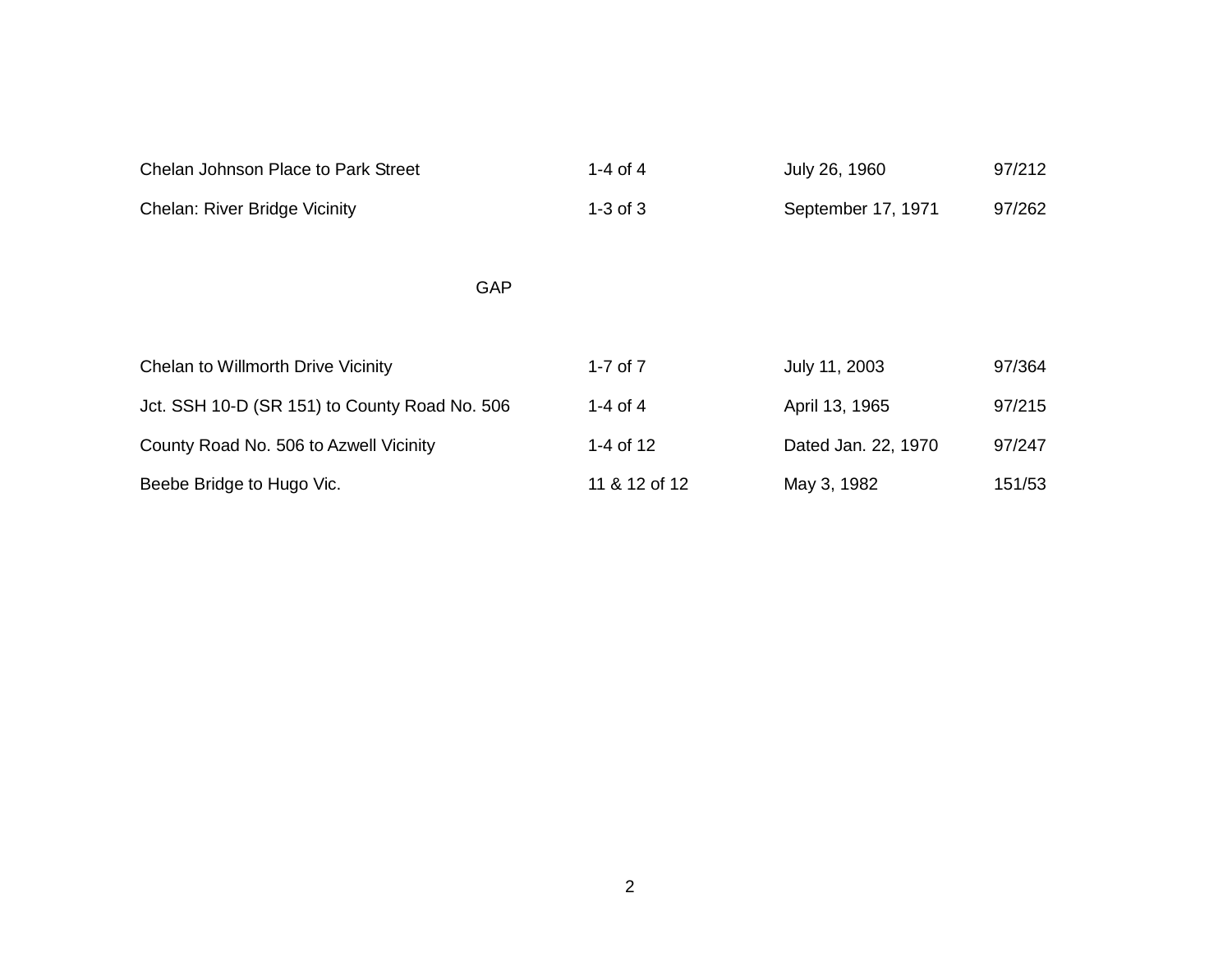| | | | |
|---|---|---|---|
| Chelan Johnson Place to Park Street | 1-4 of 4 | July 26, 1960 | 97/212 |
| Chelan: River Bridge Vicinity | 1-3 of 3 | September 17, 1971 | 97/262 |
| GAP | | | |
| Chelan to Willmorth Drive Vicinity | 1-7 of 7 | July 11, 2003 | 97/364 |
| Jct. SSH 10-D (SR 151) to County Road No. 506 | 1-4 of 4 | April 13, 1965 | 97/215 |
| County Road No. 506 to Azwell Vicinity | 1-4 of 12 | Dated Jan. 22, 1970 | 97/247 |
| Beebe Bridge to Hugo Vic. | 11 & 12 of 12 | May 3, 1982 | 151/53 |